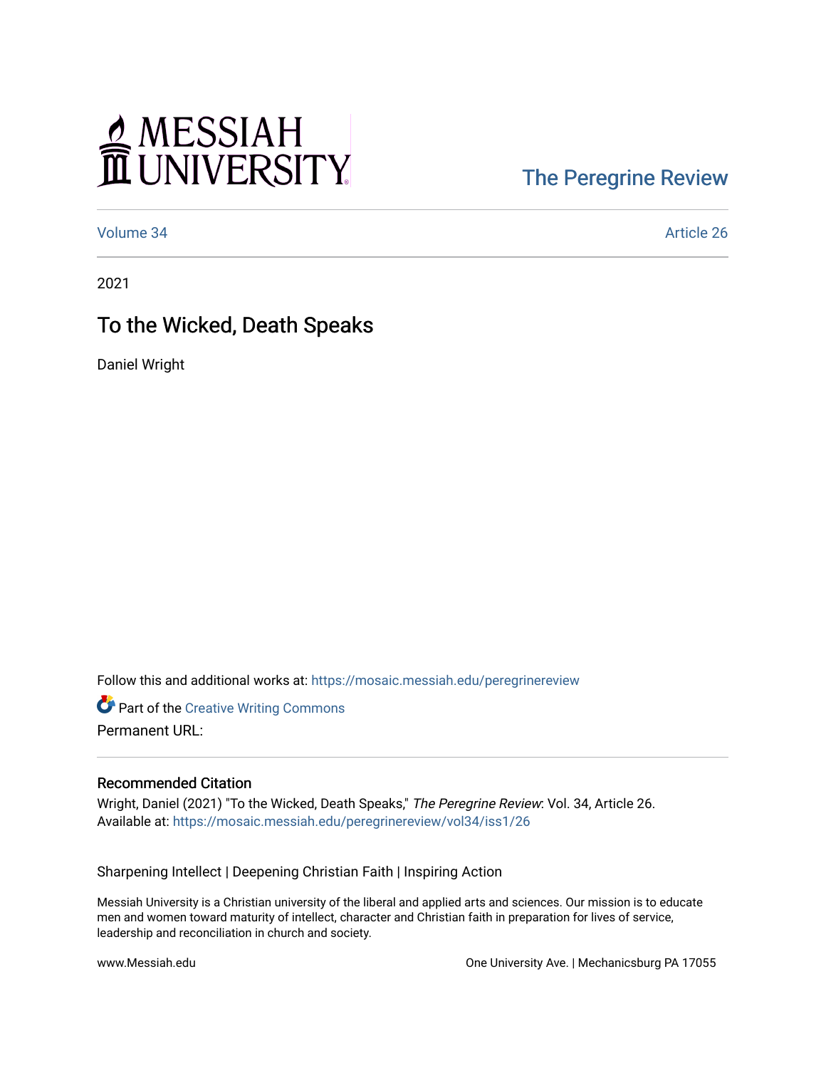MESSIAH UNIVERSITY

The Peregrine Review

Volume 34 | Article 26

2021

# To the Wicked, Death Speaks

Daniel Wright

Follow this and additional works at: https://mosaic.messiah.edu/peregrinereview

Part of the Creative Writing Commons

Permanent URL:

## Recommended Citation

Wright, Daniel (2021) "To the Wicked, Death Speaks," *The Peregrine Review*: Vol. 34, Article 26.
Available at: https://mosaic.messiah.edu/peregrinereview/vol34/iss1/26

Sharpening Intellect | Deepening Christian Faith | Inspiring Action

Messiah University is a Christian university of the liberal and applied arts and sciences. Our mission is to educate men and women toward maturity of intellect, character and Christian faith in preparation for lives of service, leadership and reconciliation in church and society.

www.Messiah.edu

One University Ave. | Mechanicsburg PA 17055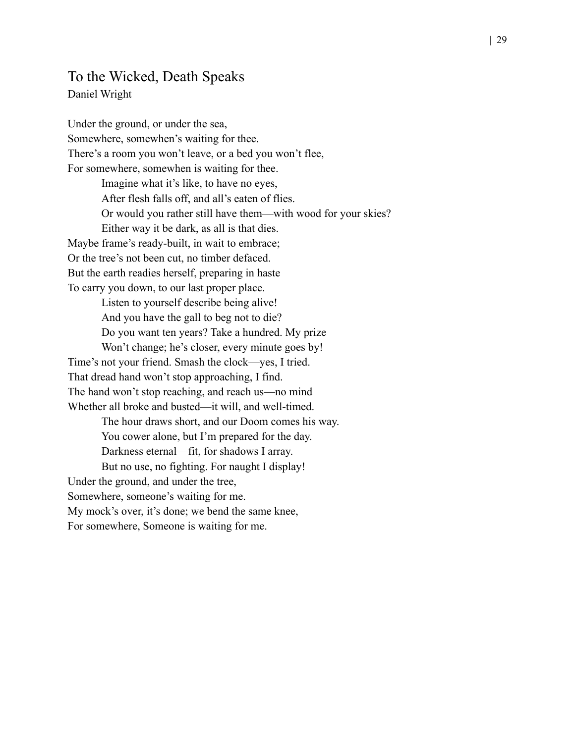## To the Wicked, Death Speaks

Daniel Wright

Under the ground, or under the sea,  
Somewhere, somewhen's waiting for thee.  
There's a room you won't leave, or a bed you won't flee,  
For somewhere, somewhen is waiting for thee.

> Imagine what it's like, to have no eyes,  
> After flesh falls off, and all's eaten of flies.  
> Or would you rather still have them—with wood for your skies?  
> Either way it be dark, as all is that dies.

Maybe frame's ready-built, in wait to embrace;  
Or the tree's not been cut, no timber defaced.  
But the earth readies herself, preparing in haste  
To carry you down, to our last proper place.

> Listen to yourself describe being alive!  
> And you have the gall to beg not to die?  
> Do you want ten years? Take a hundred. My prize  
> Won't change; he's closer, every minute goes by!

Time's not your friend. Smash the clock—yes, I tried.  
That dread hand won't stop approaching, I find.  
The hand won't stop reaching, and reach us—no mind  
Whether all broke and busted—it will, and well-timed.

> The hour draws short, and our Doom comes his way.  
> You cower alone, but I'm prepared for the day.  
> Darkness eternal—fit, for shadows I array.  
> But no use, no fighting. For naught I display!

Under the ground, and under the tree,  
Somewhere, someone's waiting for me.  
My mock's over, it's done; we bend the same knee,  
For somewhere, Someone is waiting for me.